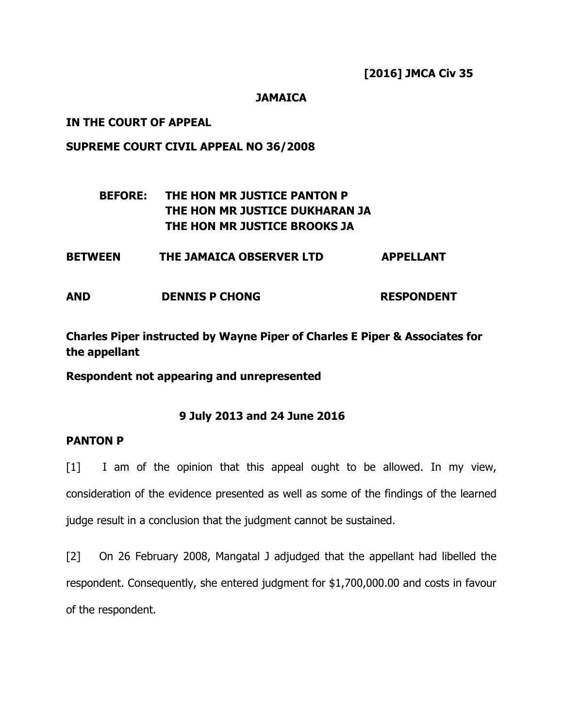**[2016] JMCA Civ 35**

**JAMAICA**

**IN THE COURT OF APPEAL**

**SUPREME COURT CIVIL APPEAL NO 36/2008**

**BEFORE: THE HON MR JUSTICE PANTON P**
**THE HON MR JUSTICE DUKHARAN JA**
**THE HON MR JUSTICE BROOKS JA**

| | | |
|---|---|---|
| **BETWEEN** | **THE JAMAICA OBSERVER LTD** | **APPELLANT** |
| **AND** | **DENNIS P CHONG** | **RESPONDENT** |

**Charles Piper instructed by Wayne Piper of Charles E Piper & Associates for the appellant**

**Respondent not appearing and unrepresented**

**9 July 2013 and 24 June 2016**

**PANTON P**

[1] I am of the opinion that this appeal ought to be allowed. In my view, consideration of the evidence presented as well as some of the findings of the learned judge result in a conclusion that the judgment cannot be sustained.

[2] On 26 February 2008, Mangatal J adjudged that the appellant had libelled the respondent. Consequently, she entered judgment for $1,700,000.00 and costs in favour of the respondent.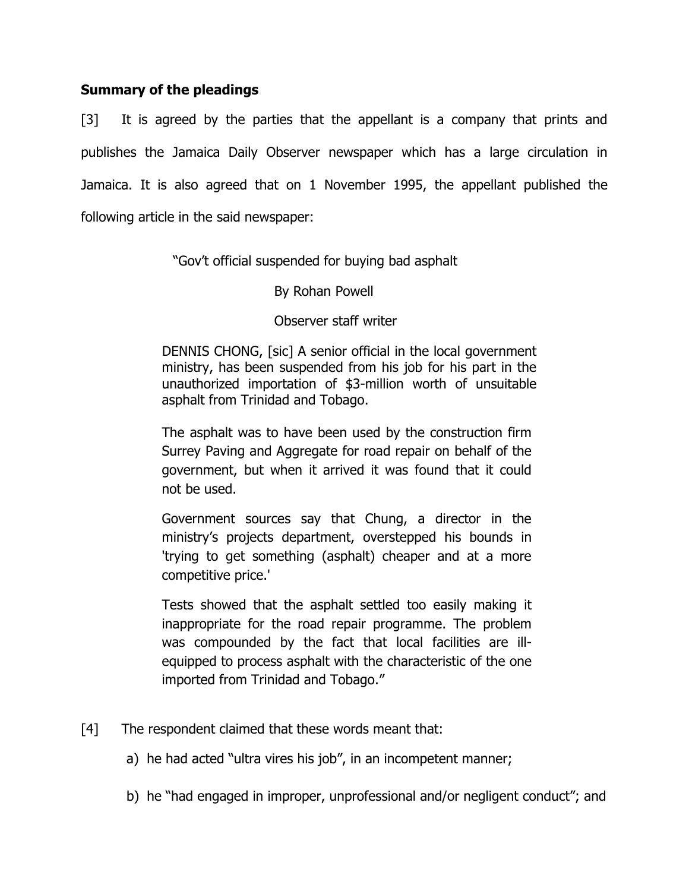**Summary of the pleadings**

[3] It is agreed by the parties that the appellant is a company that prints and publishes the Jamaica Daily Observer newspaper which has a large circulation in Jamaica. It is also agreed that on 1 November 1995, the appellant published the following article in the said newspaper:

> "Gov't official suspended for buying bad asphalt
>
> By Rohan Powell
>
> Observer staff writer
>
> DENNIS CHONG, [sic] A senior official in the local government ministry, has been suspended from his job for his part in the unauthorized importation of $3-million worth of unsuitable asphalt from Trinidad and Tobago.
>
> The asphalt was to have been used by the construction firm Surrey Paving and Aggregate for road repair on behalf of the government, but when it arrived it was found that it could not be used.
>
> Government sources say that Chung, a director in the ministry's projects department, overstepped his bounds in 'trying to get something (asphalt) cheaper and at a more competitive price.'
>
> Tests showed that the asphalt settled too easily making it inappropriate for the road repair programme. The problem was compounded by the fact that local facilities are ill-equipped to process asphalt with the characteristic of the one imported from Trinidad and Tobago."

[4] The respondent claimed that these words meant that:

a) he had acted "ultra vires his job", in an incompetent manner;

b) he "had engaged in improper, unprofessional and/or negligent conduct"; and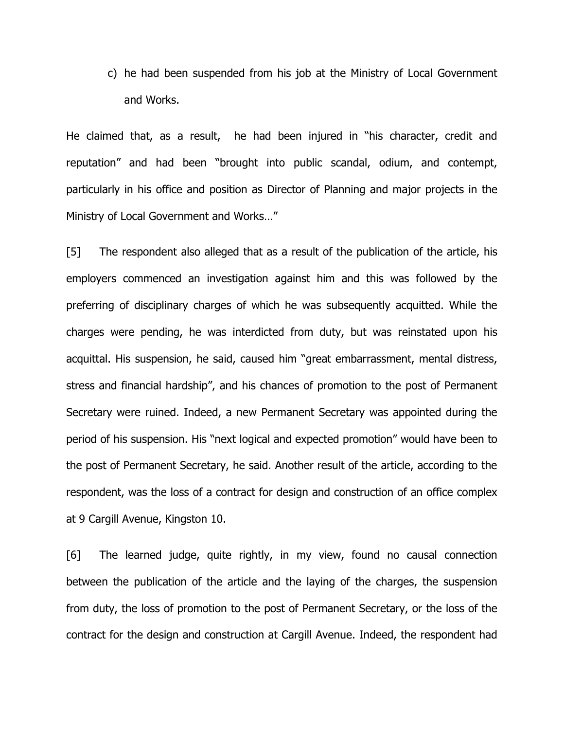c) he had been suspended from his job at the Ministry of Local Government and Works.

He claimed that, as a result, he had been injured in "his character, credit and reputation" and had been "brought into public scandal, odium, and contempt, particularly in his office and position as Director of Planning and major projects in the Ministry of Local Government and Works…"

[5] The respondent also alleged that as a result of the publication of the article, his employers commenced an investigation against him and this was followed by the preferring of disciplinary charges of which he was subsequently acquitted. While the charges were pending, he was interdicted from duty, but was reinstated upon his acquittal. His suspension, he said, caused him "great embarrassment, mental distress, stress and financial hardship", and his chances of promotion to the post of Permanent Secretary were ruined. Indeed, a new Permanent Secretary was appointed during the period of his suspension. His "next logical and expected promotion" would have been to the post of Permanent Secretary, he said. Another result of the article, according to the respondent, was the loss of a contract for design and construction of an office complex at 9 Cargill Avenue, Kingston 10.

[6] The learned judge, quite rightly, in my view, found no causal connection between the publication of the article and the laying of the charges, the suspension from duty, the loss of promotion to the post of Permanent Secretary, or the loss of the contract for the design and construction at Cargill Avenue. Indeed, the respondent had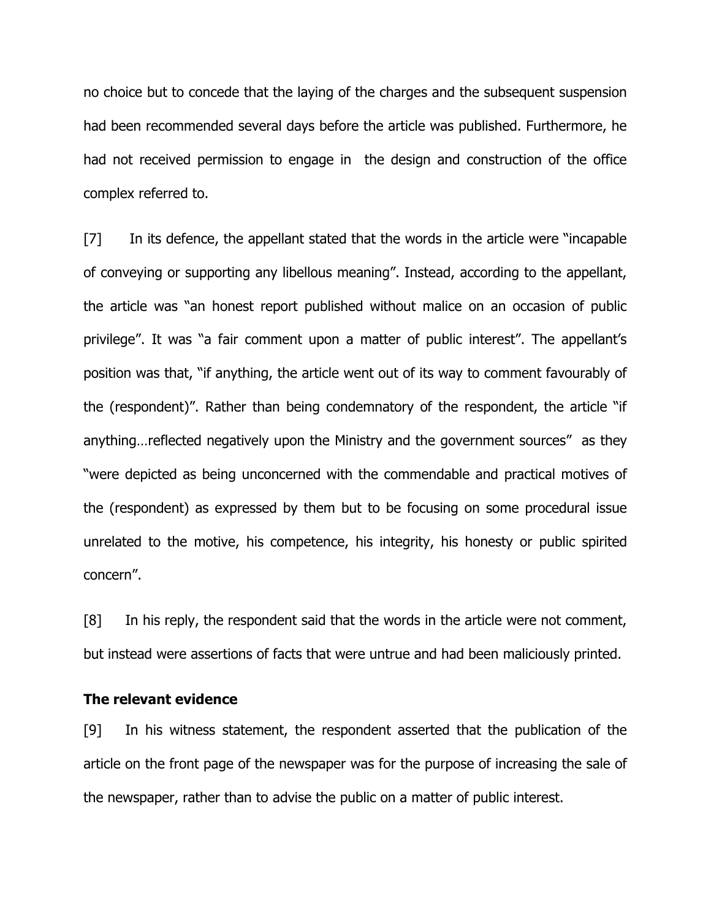no choice but to concede that the laying of the charges and the subsequent suspension had been recommended several days before the article was published. Furthermore, he had not received permission to engage in the design and construction of the office complex referred to.

[7] In its defence, the appellant stated that the words in the article were "incapable of conveying or supporting any libellous meaning". Instead, according to the appellant, the article was "an honest report published without malice on an occasion of public privilege". It was "a fair comment upon a matter of public interest". The appellant's position was that, "if anything, the article went out of its way to comment favourably of the (respondent)". Rather than being condemnatory of the respondent, the article "if anything…reflected negatively upon the Ministry and the government sources" as they "were depicted as being unconcerned with the commendable and practical motives of the (respondent) as expressed by them but to be focusing on some procedural issue unrelated to the motive, his competence, his integrity, his honesty or public spirited concern".

[8] In his reply, the respondent said that the words in the article were not comment, but instead were assertions of facts that were untrue and had been maliciously printed.

**The relevant evidence**

[9] In his witness statement, the respondent asserted that the publication of the article on the front page of the newspaper was for the purpose of increasing the sale of the newspaper, rather than to advise the public on a matter of public interest.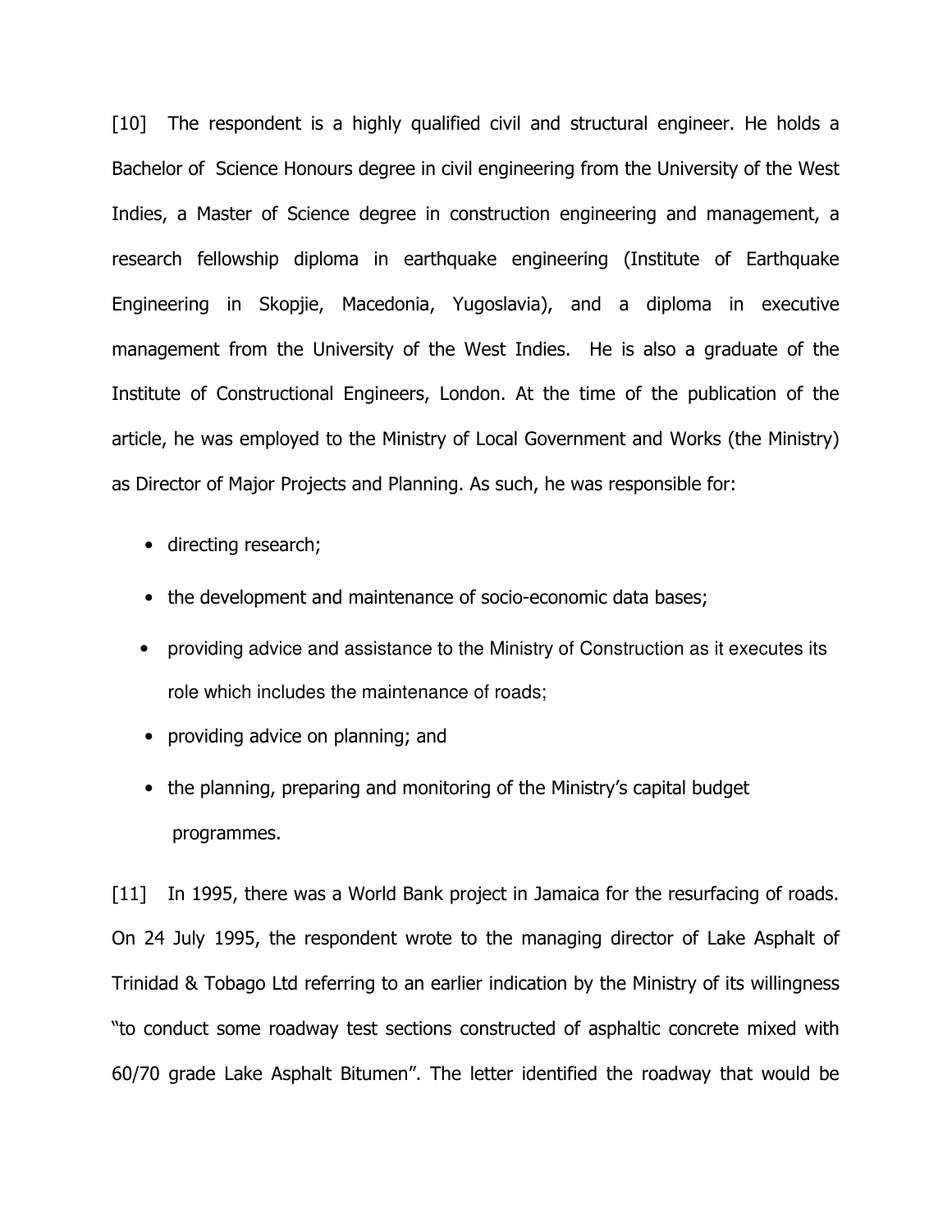[10] The respondent is a highly qualified civil and structural engineer. He holds a Bachelor of Science Honours degree in civil engineering from the University of the West Indies, a Master of Science degree in construction engineering and management, a research fellowship diploma in earthquake engineering (Institute of Earthquake Engineering in Skopjie, Macedonia, Yugoslavia), and a diploma in executive management from the University of the West Indies. He is also a graduate of the Institute of Constructional Engineers, London. At the time of the publication of the article, he was employed to the Ministry of Local Government and Works (the Ministry) as Director of Major Projects and Planning. As such, he was responsible for:

- directing research;
- the development and maintenance of socio-economic data bases;
- providing advice and assistance to the Ministry of Construction as it executes its role which includes the maintenance of roads;
- providing advice on planning; and
- the planning, preparing and monitoring of the Ministry's capital budget programmes.

[11] In 1995, there was a World Bank project in Jamaica for the resurfacing of roads. On 24 July 1995, the respondent wrote to the managing director of Lake Asphalt of Trinidad & Tobago Ltd referring to an earlier indication by the Ministry of its willingness "to conduct some roadway test sections constructed of asphaltic concrete mixed with 60/70 grade Lake Asphalt Bitumen". The letter identified the roadway that would be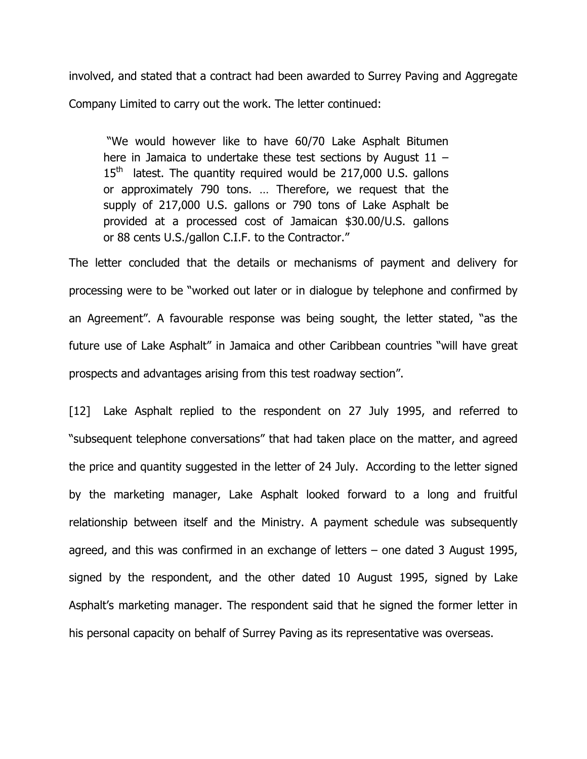involved, and stated that a contract had been awarded to Surrey Paving and Aggregate Company Limited to carry out the work. The letter continued:

> "We would however like to have 60/70 Lake Asphalt Bitumen here in Jamaica to undertake these test sections by August 11 – 15th latest. The quantity required would be 217,000 U.S. gallons or approximately 790 tons. … Therefore, we request that the supply of 217,000 U.S. gallons or 790 tons of Lake Asphalt be provided at a processed cost of Jamaican $30.00/U.S. gallons or 88 cents U.S./gallon C.I.F. to the Contractor."

The letter concluded that the details or mechanisms of payment and delivery for processing were to be "worked out later or in dialogue by telephone and confirmed by an Agreement". A favourable response was being sought, the letter stated, "as the future use of Lake Asphalt" in Jamaica and other Caribbean countries "will have great prospects and advantages arising from this test roadway section".

[12] Lake Asphalt replied to the respondent on 27 July 1995, and referred to "subsequent telephone conversations" that had taken place on the matter, and agreed the price and quantity suggested in the letter of 24 July. According to the letter signed by the marketing manager, Lake Asphalt looked forward to a long and fruitful relationship between itself and the Ministry. A payment schedule was subsequently agreed, and this was confirmed in an exchange of letters – one dated 3 August 1995, signed by the respondent, and the other dated 10 August 1995, signed by Lake Asphalt's marketing manager. The respondent said that he signed the former letter in his personal capacity on behalf of Surrey Paving as its representative was overseas.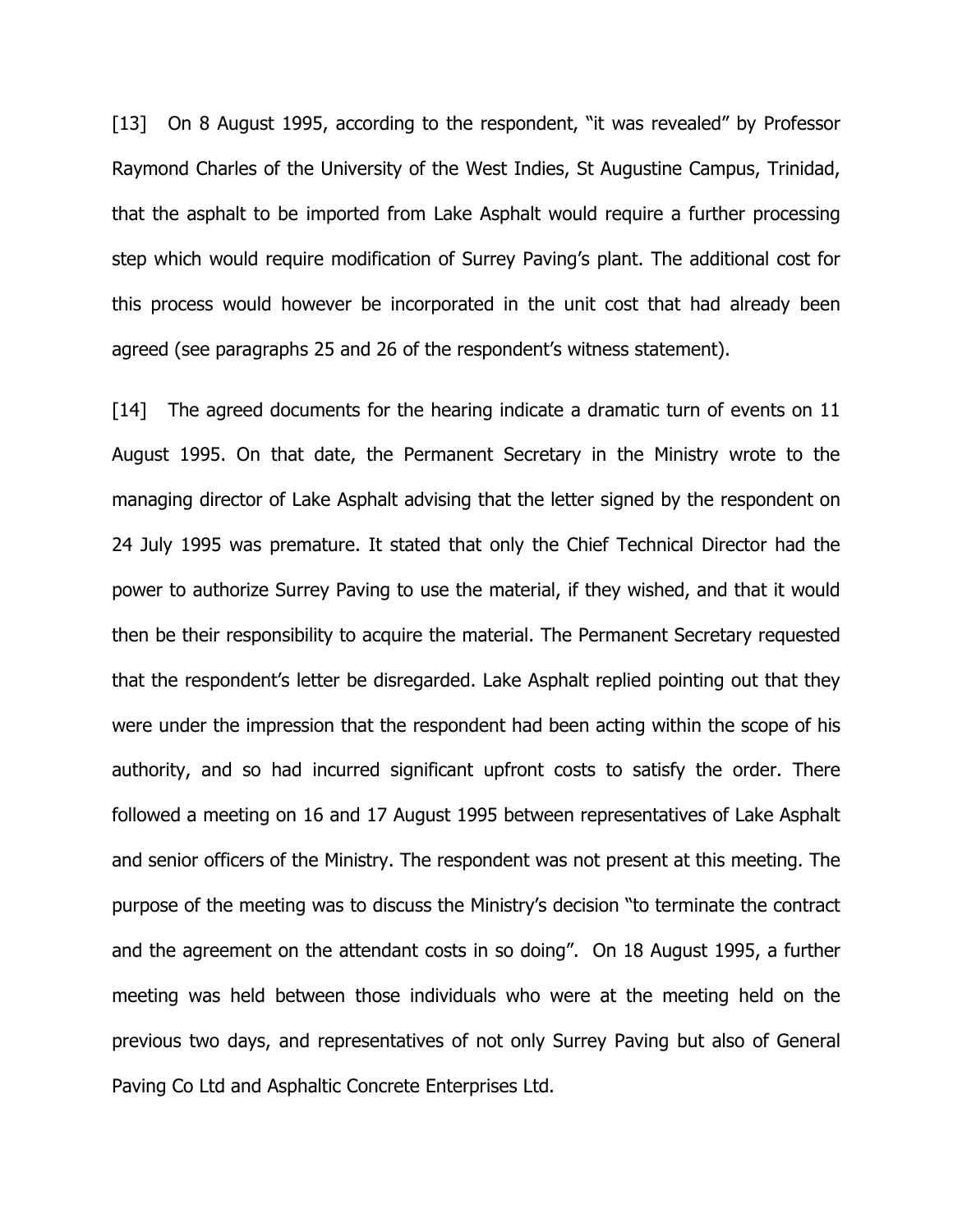[13] On 8 August 1995, according to the respondent, "it was revealed" by Professor Raymond Charles of the University of the West Indies, St Augustine Campus, Trinidad, that the asphalt to be imported from Lake Asphalt would require a further processing step which would require modification of Surrey Paving's plant. The additional cost for this process would however be incorporated in the unit cost that had already been agreed (see paragraphs 25 and 26 of the respondent's witness statement).

[14] The agreed documents for the hearing indicate a dramatic turn of events on 11 August 1995. On that date, the Permanent Secretary in the Ministry wrote to the managing director of Lake Asphalt advising that the letter signed by the respondent on 24 July 1995 was premature. It stated that only the Chief Technical Director had the power to authorize Surrey Paving to use the material, if they wished, and that it would then be their responsibility to acquire the material. The Permanent Secretary requested that the respondent's letter be disregarded. Lake Asphalt replied pointing out that they were under the impression that the respondent had been acting within the scope of his authority, and so had incurred significant upfront costs to satisfy the order. There followed a meeting on 16 and 17 August 1995 between representatives of Lake Asphalt and senior officers of the Ministry. The respondent was not present at this meeting. The purpose of the meeting was to discuss the Ministry's decision "to terminate the contract and the agreement on the attendant costs in so doing". On 18 August 1995, a further meeting was held between those individuals who were at the meeting held on the previous two days, and representatives of not only Surrey Paving but also of General Paving Co Ltd and Asphaltic Concrete Enterprises Ltd.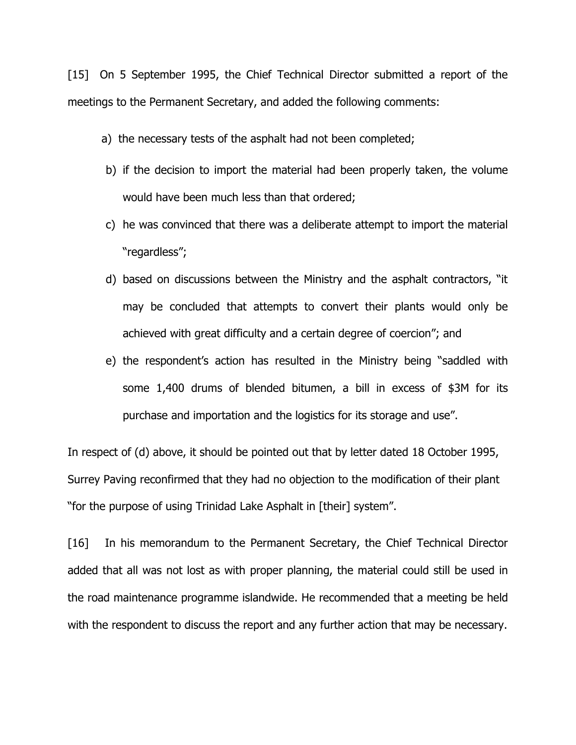[15] On 5 September 1995, the Chief Technical Director submitted a report of the meetings to the Permanent Secretary, and added the following comments:

a) the necessary tests of the asphalt had not been completed;

b) if the decision to import the material had been properly taken, the volume would have been much less than that ordered;

c) he was convinced that there was a deliberate attempt to import the material "regardless";

d) based on discussions between the Ministry and the asphalt contractors, "it may be concluded that attempts to convert their plants would only be achieved with great difficulty and a certain degree of coercion"; and

e) the respondent's action has resulted in the Ministry being "saddled with some 1,400 drums of blended bitumen, a bill in excess of $3M for its purchase and importation and the logistics for its storage and use".

In respect of (d) above, it should be pointed out that by letter dated 18 October 1995, Surrey Paving reconfirmed that they had no objection to the modification of their plant "for the purpose of using Trinidad Lake Asphalt in [their] system".

[16] In his memorandum to the Permanent Secretary, the Chief Technical Director added that all was not lost as with proper planning, the material could still be used in the road maintenance programme islandwide. He recommended that a meeting be held with the respondent to discuss the report and any further action that may be necessary.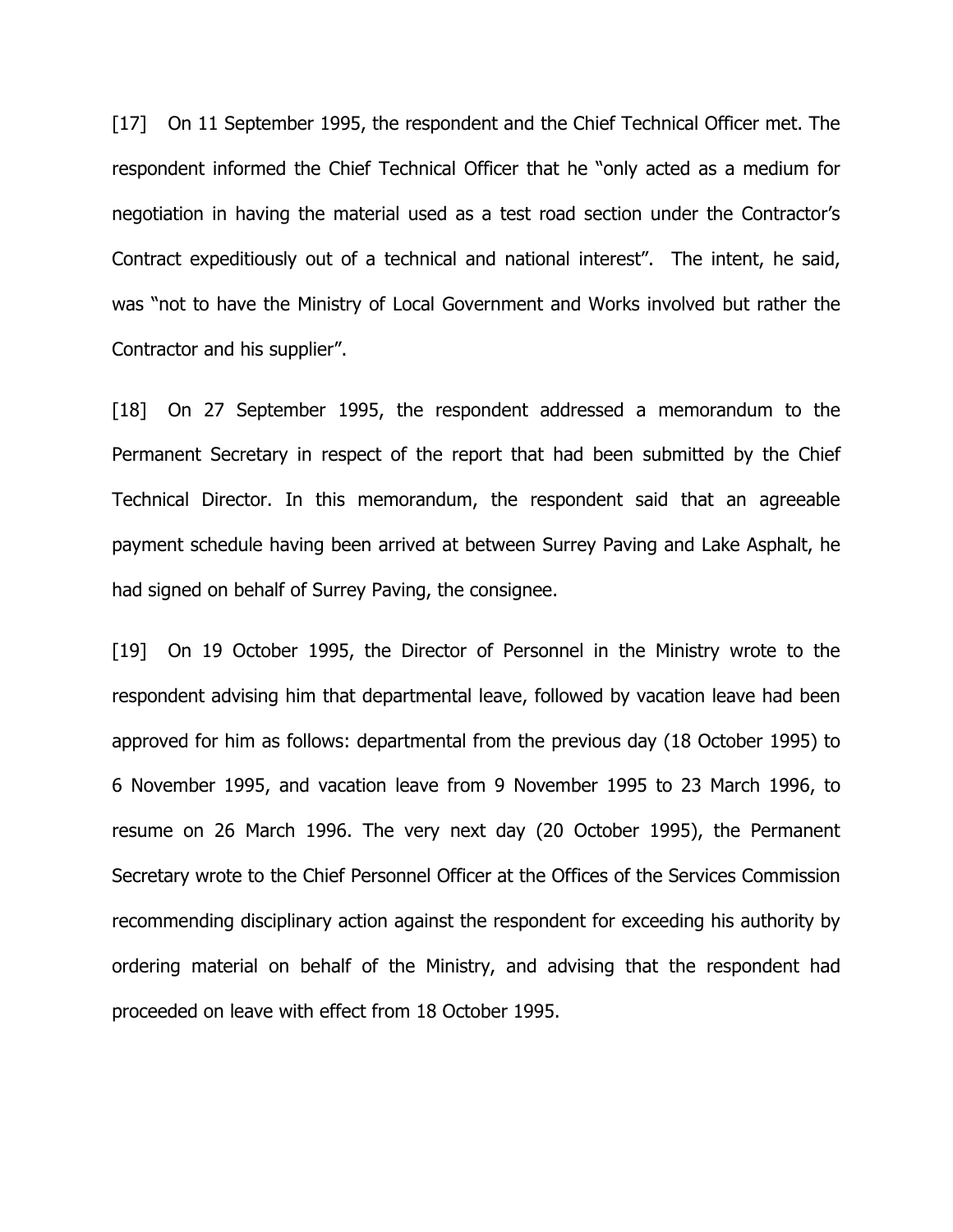[17] On 11 September 1995, the respondent and the Chief Technical Officer met. The respondent informed the Chief Technical Officer that he "only acted as a medium for negotiation in having the material used as a test road section under the Contractor's Contract expeditiously out of a technical and national interest". The intent, he said, was "not to have the Ministry of Local Government and Works involved but rather the Contractor and his supplier".

[18] On 27 September 1995, the respondent addressed a memorandum to the Permanent Secretary in respect of the report that had been submitted by the Chief Technical Director. In this memorandum, the respondent said that an agreeable payment schedule having been arrived at between Surrey Paving and Lake Asphalt, he had signed on behalf of Surrey Paving, the consignee.

[19] On 19 October 1995, the Director of Personnel in the Ministry wrote to the respondent advising him that departmental leave, followed by vacation leave had been approved for him as follows: departmental from the previous day (18 October 1995) to 6 November 1995, and vacation leave from 9 November 1995 to 23 March 1996, to resume on 26 March 1996. The very next day (20 October 1995), the Permanent Secretary wrote to the Chief Personnel Officer at the Offices of the Services Commission recommending disciplinary action against the respondent for exceeding his authority by ordering material on behalf of the Ministry, and advising that the respondent had proceeded on leave with effect from 18 October 1995.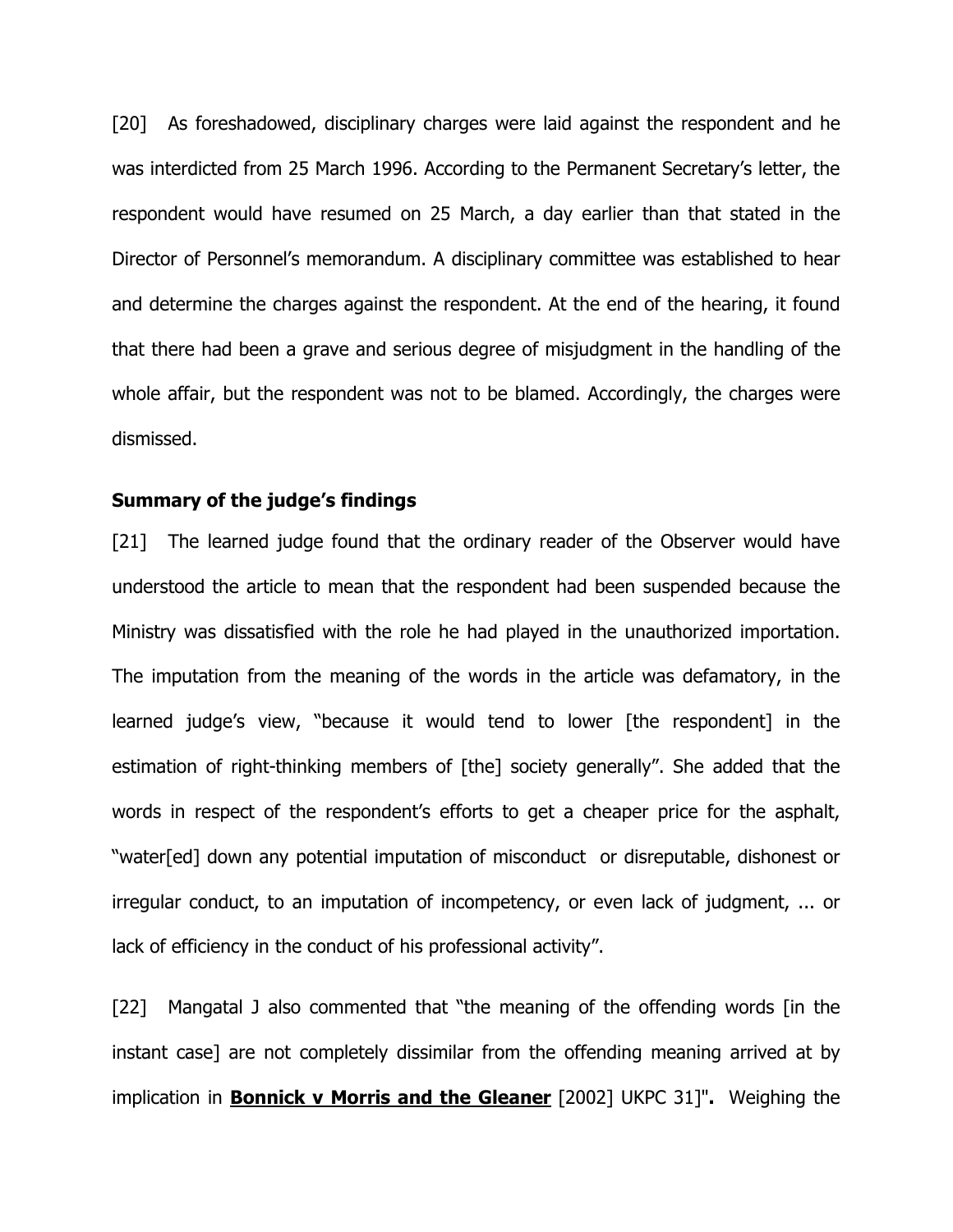[20] As foreshadowed, disciplinary charges were laid against the respondent and he was interdicted from 25 March 1996. According to the Permanent Secretary's letter, the respondent would have resumed on 25 March, a day earlier than that stated in the Director of Personnel's memorandum. A disciplinary committee was established to hear and determine the charges against the respondent. At the end of the hearing, it found that there had been a grave and serious degree of misjudgment in the handling of the whole affair, but the respondent was not to be blamed. Accordingly, the charges were dismissed.

**Summary of the judge's findings**

[21] The learned judge found that the ordinary reader of the Observer would have understood the article to mean that the respondent had been suspended because the Ministry was dissatisfied with the role he had played in the unauthorized importation. The imputation from the meaning of the words in the article was defamatory, in the learned judge's view, "because it would tend to lower [the respondent] in the estimation of right-thinking members of [the] society generally". She added that the words in respect of the respondent's efforts to get a cheaper price for the asphalt, "water[ed] down any potential imputation of misconduct or disreputable, dishonest or irregular conduct, to an imputation of incompetency, or even lack of judgment, ... or lack of efficiency in the conduct of his professional activity".

[22] Mangatal J also commented that "the meaning of the offending words [in the instant case] are not completely dissimilar from the offending meaning arrived at by implication in **Bonnick v Morris and the Gleaner** [2002] UKPC 31]"**.** Weighing the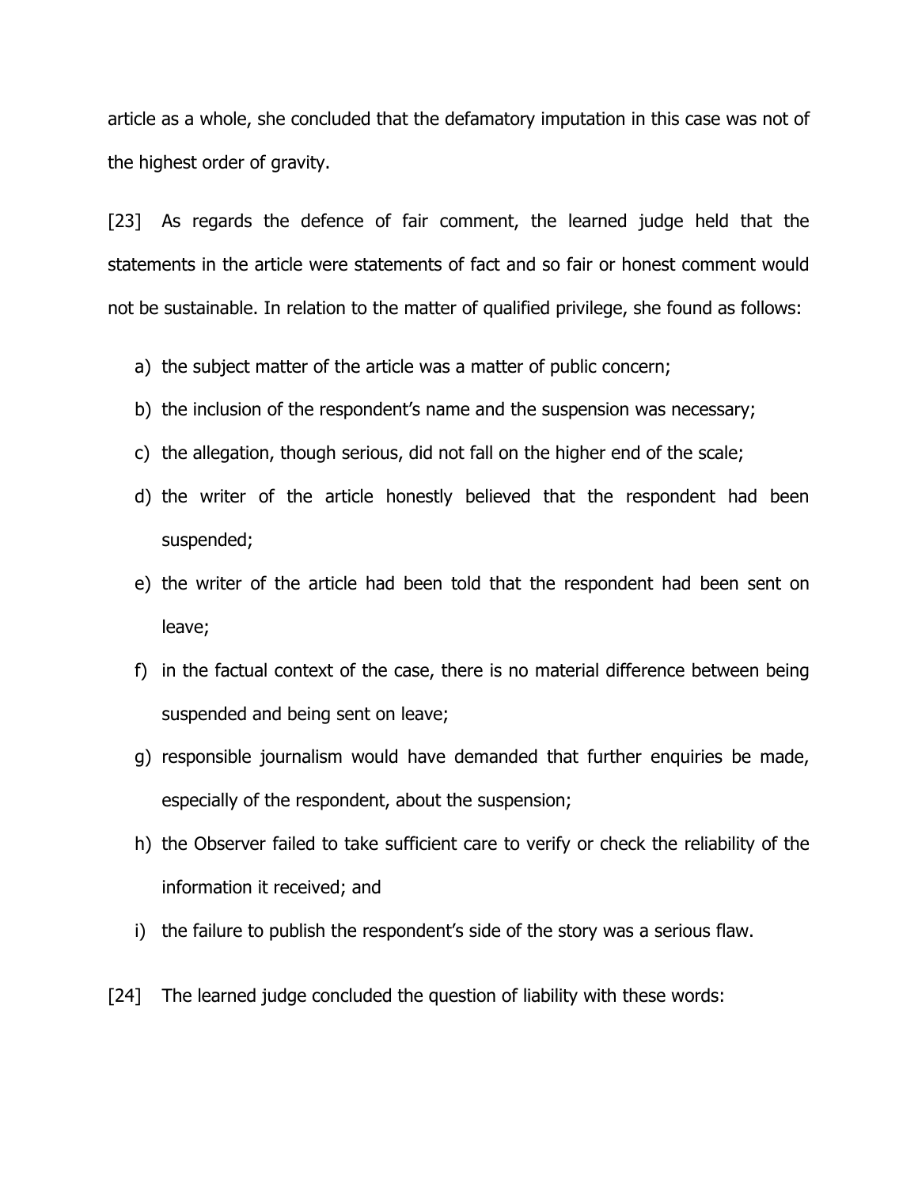article as a whole, she concluded that the defamatory imputation in this case was not of the highest order of gravity.

[23] As regards the defence of fair comment, the learned judge held that the statements in the article were statements of fact and so fair or honest comment would not be sustainable. In relation to the matter of qualified privilege, she found as follows:

a) the subject matter of the article was a matter of public concern;
b) the inclusion of the respondent's name and the suspension was necessary;
c) the allegation, though serious, did not fall on the higher end of the scale;
d) the writer of the article honestly believed that the respondent had been suspended;
e) the writer of the article had been told that the respondent had been sent on leave;
f) in the factual context of the case, there is no material difference between being suspended and being sent on leave;
g) responsible journalism would have demanded that further enquiries be made, especially of the respondent, about the suspension;
h) the Observer failed to take sufficient care to verify or check the reliability of the information it received; and
i) the failure to publish the respondent's side of the story was a serious flaw.

[24] The learned judge concluded the question of liability with these words: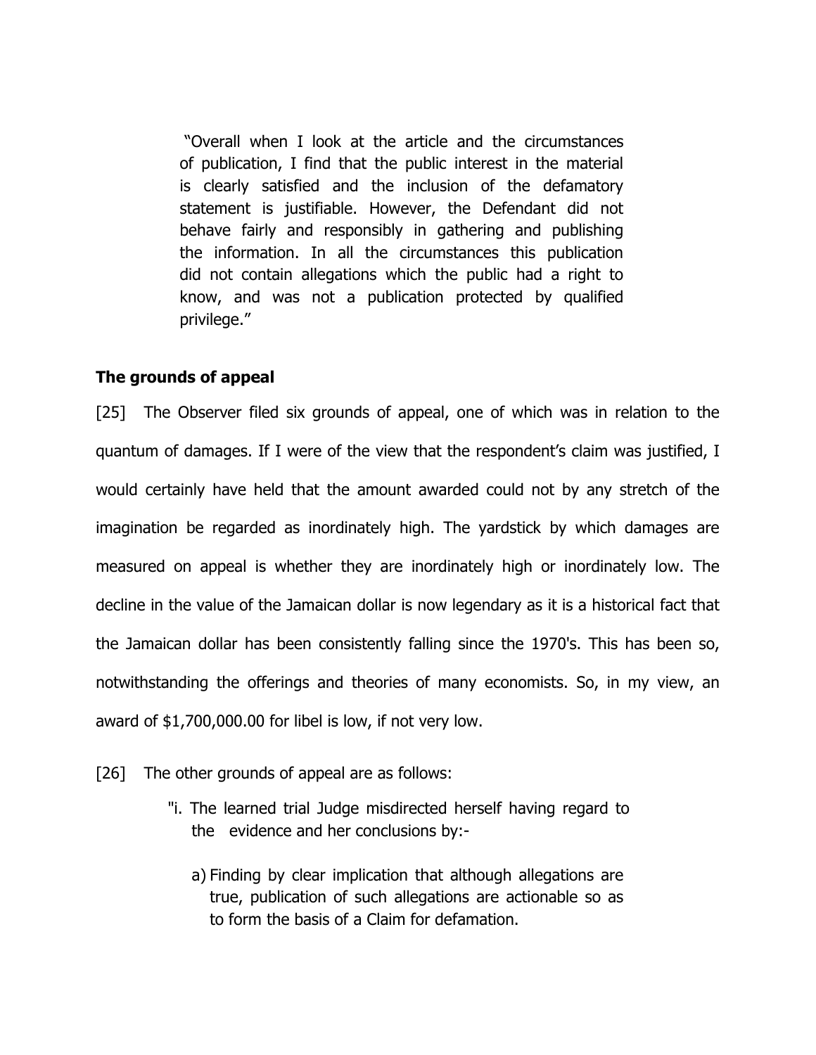> "Overall when I look at the article and the circumstances of publication, I find that the public interest in the material is clearly satisfied and the inclusion of the defamatory statement is justifiable. However, the Defendant did not behave fairly and responsibly in gathering and publishing the information. In all the circumstances this publication did not contain allegations which the public had a right to know, and was not a publication protected by qualified privilege."

### The grounds of appeal

[25] The Observer filed six grounds of appeal, one of which was in relation to the quantum of damages. If I were of the view that the respondent's claim was justified, I would certainly have held that the amount awarded could not by any stretch of the imagination be regarded as inordinately high. The yardstick by which damages are measured on appeal is whether they are inordinately high or inordinately low. The decline in the value of the Jamaican dollar is now legendary as it is a historical fact that the Jamaican dollar has been consistently falling since the 1970's. This has been so, notwithstanding the offerings and theories of many economists. So, in my view, an award of $1,700,000.00 for libel is low, if not very low.

[26] The other grounds of appeal are as follows:

> "i. The learned trial Judge misdirected herself having regard to the evidence and her conclusions by:-
>
> a) Finding by clear implication that although allegations are true, publication of such allegations are actionable so as to form the basis of a Claim for defamation.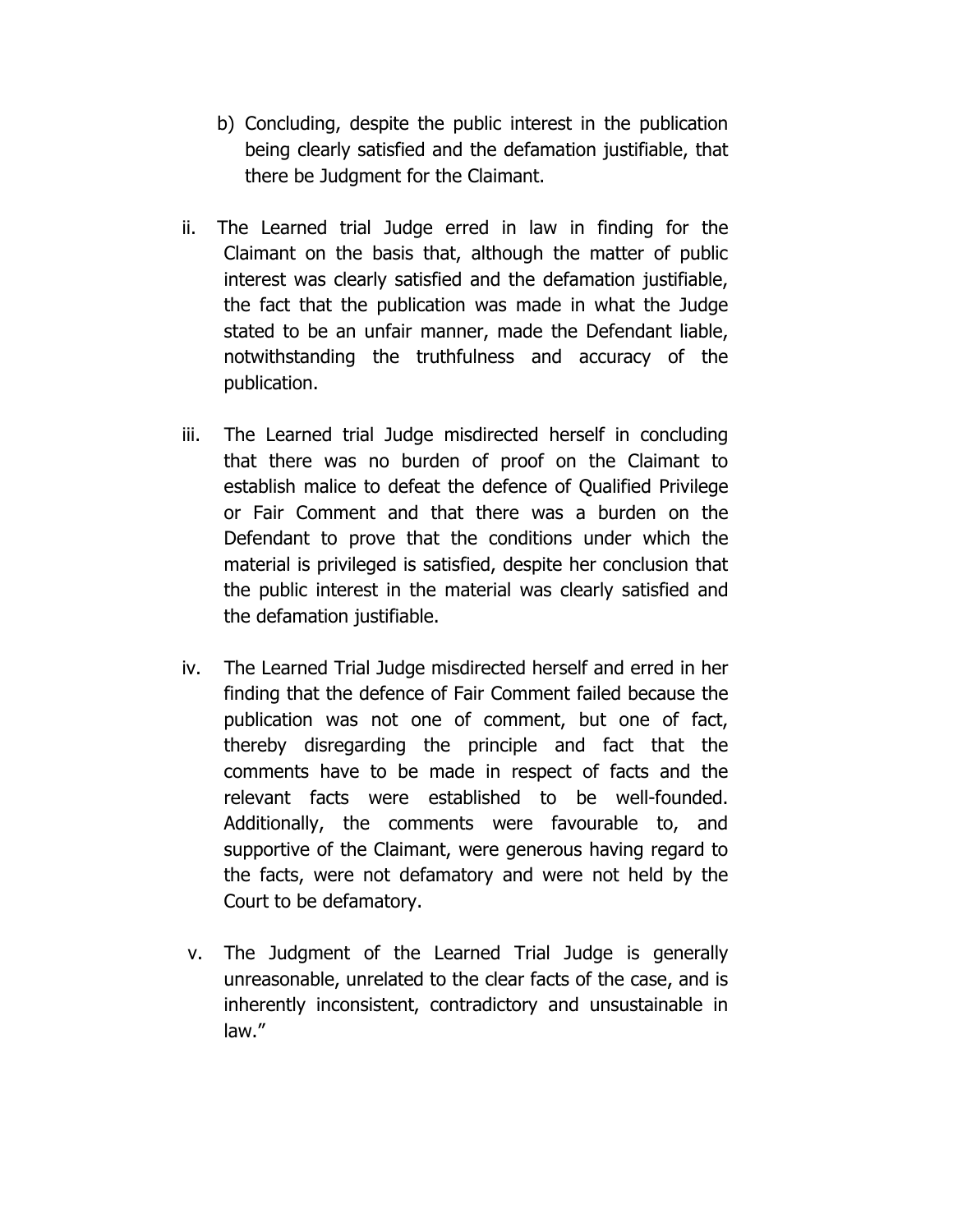b) Concluding, despite the public interest in the publication being clearly satisfied and the defamation justifiable, that there be Judgment for the Claimant.

ii. The Learned trial Judge erred in law in finding for the Claimant on the basis that, although the matter of public interest was clearly satisfied and the defamation justifiable, the fact that the publication was made in what the Judge stated to be an unfair manner, made the Defendant liable, notwithstanding the truthfulness and accuracy of the publication.

iii. The Learned trial Judge misdirected herself in concluding that there was no burden of proof on the Claimant to establish malice to defeat the defence of Qualified Privilege or Fair Comment and that there was a burden on the Defendant to prove that the conditions under which the material is privileged is satisfied, despite her conclusion that the public interest in the material was clearly satisfied and the defamation justifiable.

iv. The Learned Trial Judge misdirected herself and erred in her finding that the defence of Fair Comment failed because the publication was not one of comment, but one of fact, thereby disregarding the principle and fact that the comments have to be made in respect of facts and the relevant facts were established to be well-founded. Additionally, the comments were favourable to, and supportive of the Claimant, were generous having regard to the facts, were not defamatory and were not held by the Court to be defamatory.

v. The Judgment of the Learned Trial Judge is generally unreasonable, unrelated to the clear facts of the case, and is inherently inconsistent, contradictory and unsustainable in law."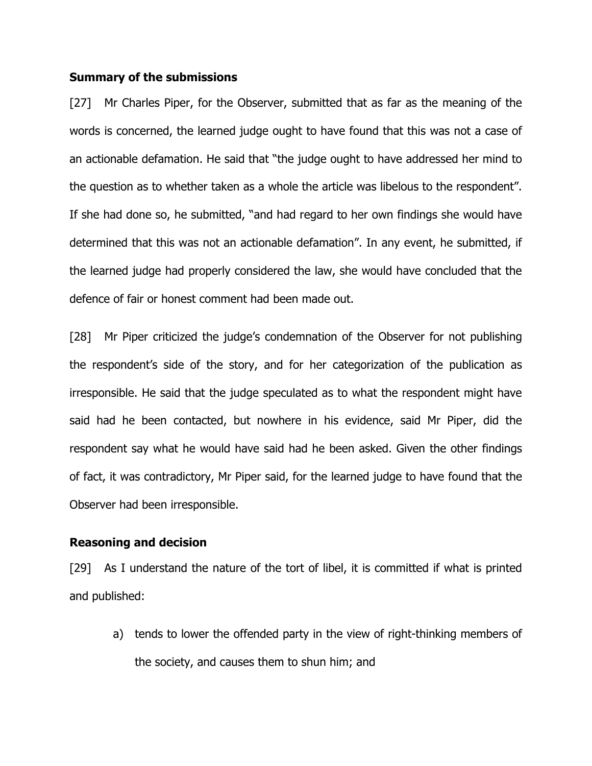**Summary of the submissions**

[27] Mr Charles Piper, for the Observer, submitted that as far as the meaning of the words is concerned, the learned judge ought to have found that this was not a case of an actionable defamation. He said that "the judge ought to have addressed her mind to the question as to whether taken as a whole the article was libelous to the respondent". If she had done so, he submitted, "and had regard to her own findings she would have determined that this was not an actionable defamation". In any event, he submitted, if the learned judge had properly considered the law, she would have concluded that the defence of fair or honest comment had been made out.

[28] Mr Piper criticized the judge's condemnation of the Observer for not publishing the respondent's side of the story, and for her categorization of the publication as irresponsible. He said that the judge speculated as to what the respondent might have said had he been contacted, but nowhere in his evidence, said Mr Piper, did the respondent say what he would have said had he been asked. Given the other findings of fact, it was contradictory, Mr Piper said, for the learned judge to have found that the Observer had been irresponsible.

**Reasoning and decision**

[29] As I understand the nature of the tort of libel, it is committed if what is printed and published:

a) tends to lower the offended party in the view of right-thinking members of the society, and causes them to shun him; and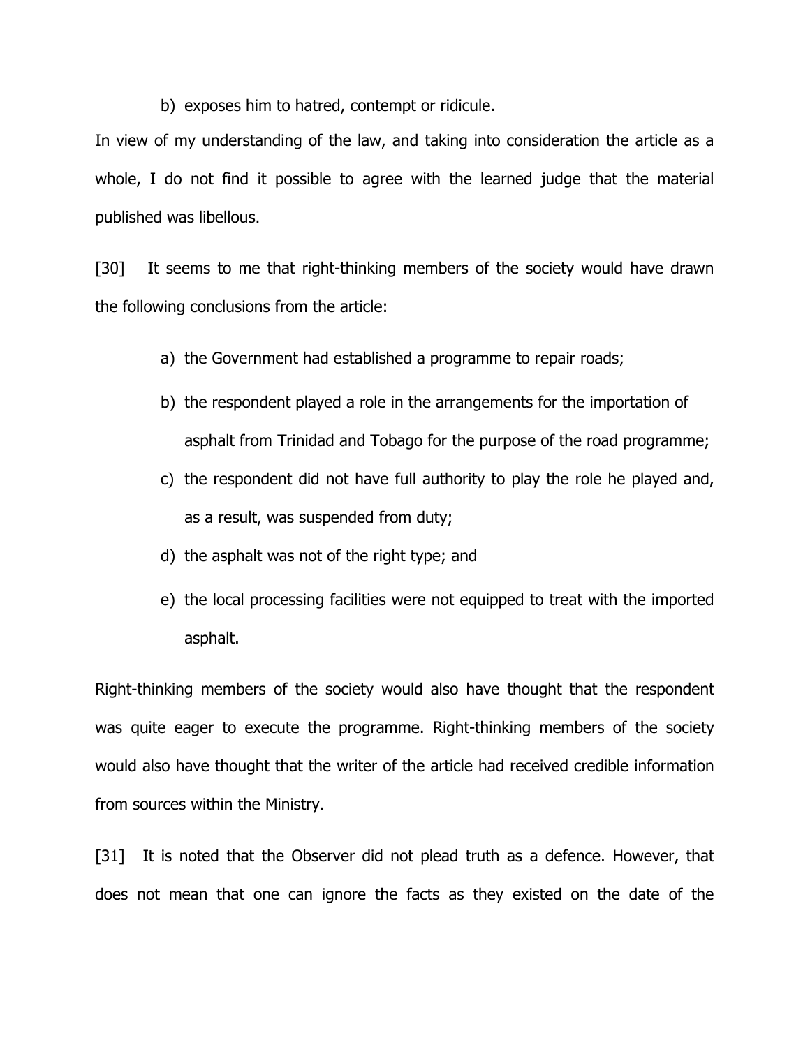b) exposes him to hatred, contempt or ridicule.

In view of my understanding of the law, and taking into consideration the article as a whole, I do not find it possible to agree with the learned judge that the material published was libellous.

[30] It seems to me that right-thinking members of the society would have drawn the following conclusions from the article:

a) the Government had established a programme to repair roads;

b) the respondent played a role in the arrangements for the importation of asphalt from Trinidad and Tobago for the purpose of the road programme;

c) the respondent did not have full authority to play the role he played and, as a result, was suspended from duty;

d) the asphalt was not of the right type; and

e) the local processing facilities were not equipped to treat with the imported asphalt.

Right-thinking members of the society would also have thought that the respondent was quite eager to execute the programme. Right-thinking members of the society would also have thought that the writer of the article had received credible information from sources within the Ministry.

[31] It is noted that the Observer did not plead truth as a defence. However, that does not mean that one can ignore the facts as they existed on the date of the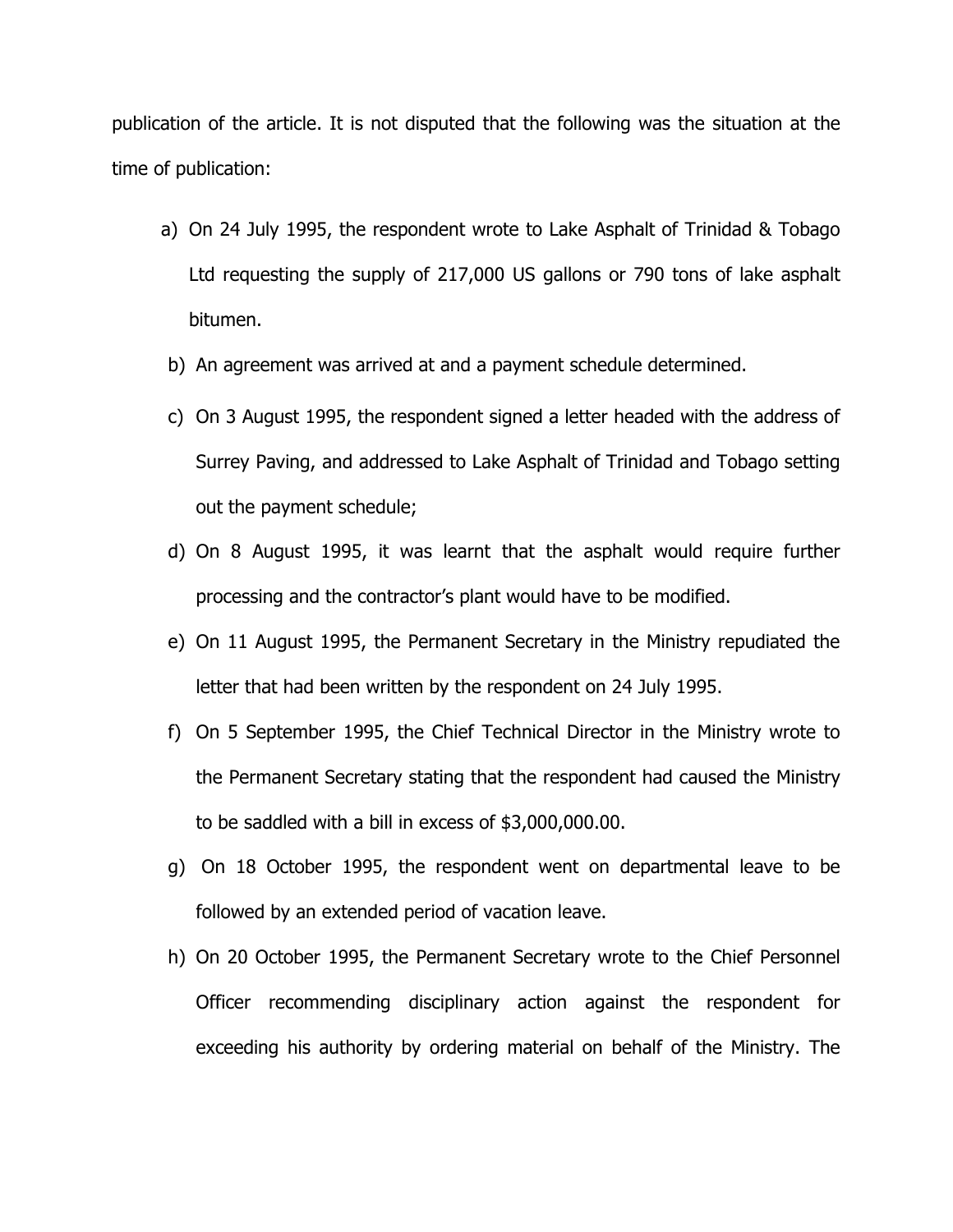publication of the article. It is not disputed that the following was the situation at the time of publication:

a) On 24 July 1995, the respondent wrote to Lake Asphalt of Trinidad & Tobago Ltd requesting the supply of 217,000 US gallons or 790 tons of lake asphalt bitumen.

b) An agreement was arrived at and a payment schedule determined.

c) On 3 August 1995, the respondent signed a letter headed with the address of Surrey Paving, and addressed to Lake Asphalt of Trinidad and Tobago setting out the payment schedule;

d) On 8 August 1995, it was learnt that the asphalt would require further processing and the contractor's plant would have to be modified.

e) On 11 August 1995, the Permanent Secretary in the Ministry repudiated the letter that had been written by the respondent on 24 July 1995.

f) On 5 September 1995, the Chief Technical Director in the Ministry wrote to the Permanent Secretary stating that the respondent had caused the Ministry to be saddled with a bill in excess of $3,000,000.00.

g) On 18 October 1995, the respondent went on departmental leave to be followed by an extended period of vacation leave.

h) On 20 October 1995, the Permanent Secretary wrote to the Chief Personnel Officer recommending disciplinary action against the respondent for exceeding his authority by ordering material on behalf of the Ministry. The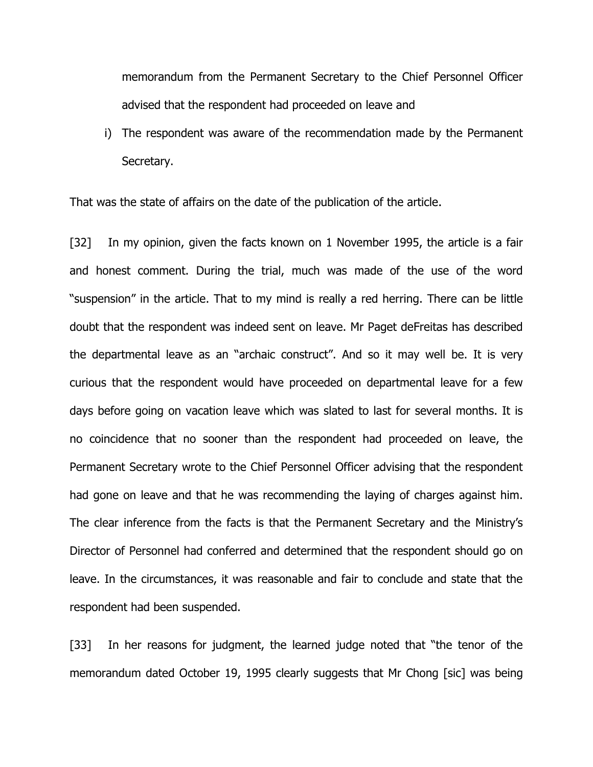memorandum from the Permanent Secretary to the Chief Personnel Officer advised that the respondent had proceeded on leave and

i) The respondent was aware of the recommendation made by the Permanent Secretary.

That was the state of affairs on the date of the publication of the article.

[32] In my opinion, given the facts known on 1 November 1995, the article is a fair and honest comment. During the trial, much was made of the use of the word "suspension" in the article. That to my mind is really a red herring. There can be little doubt that the respondent was indeed sent on leave. Mr Paget deFreitas has described the departmental leave as an "archaic construct". And so it may well be. It is very curious that the respondent would have proceeded on departmental leave for a few days before going on vacation leave which was slated to last for several months. It is no coincidence that no sooner than the respondent had proceeded on leave, the Permanent Secretary wrote to the Chief Personnel Officer advising that the respondent had gone on leave and that he was recommending the laying of charges against him. The clear inference from the facts is that the Permanent Secretary and the Ministry's Director of Personnel had conferred and determined that the respondent should go on leave. In the circumstances, it was reasonable and fair to conclude and state that the respondent had been suspended.

[33] In her reasons for judgment, the learned judge noted that "the tenor of the memorandum dated October 19, 1995 clearly suggests that Mr Chong [sic] was being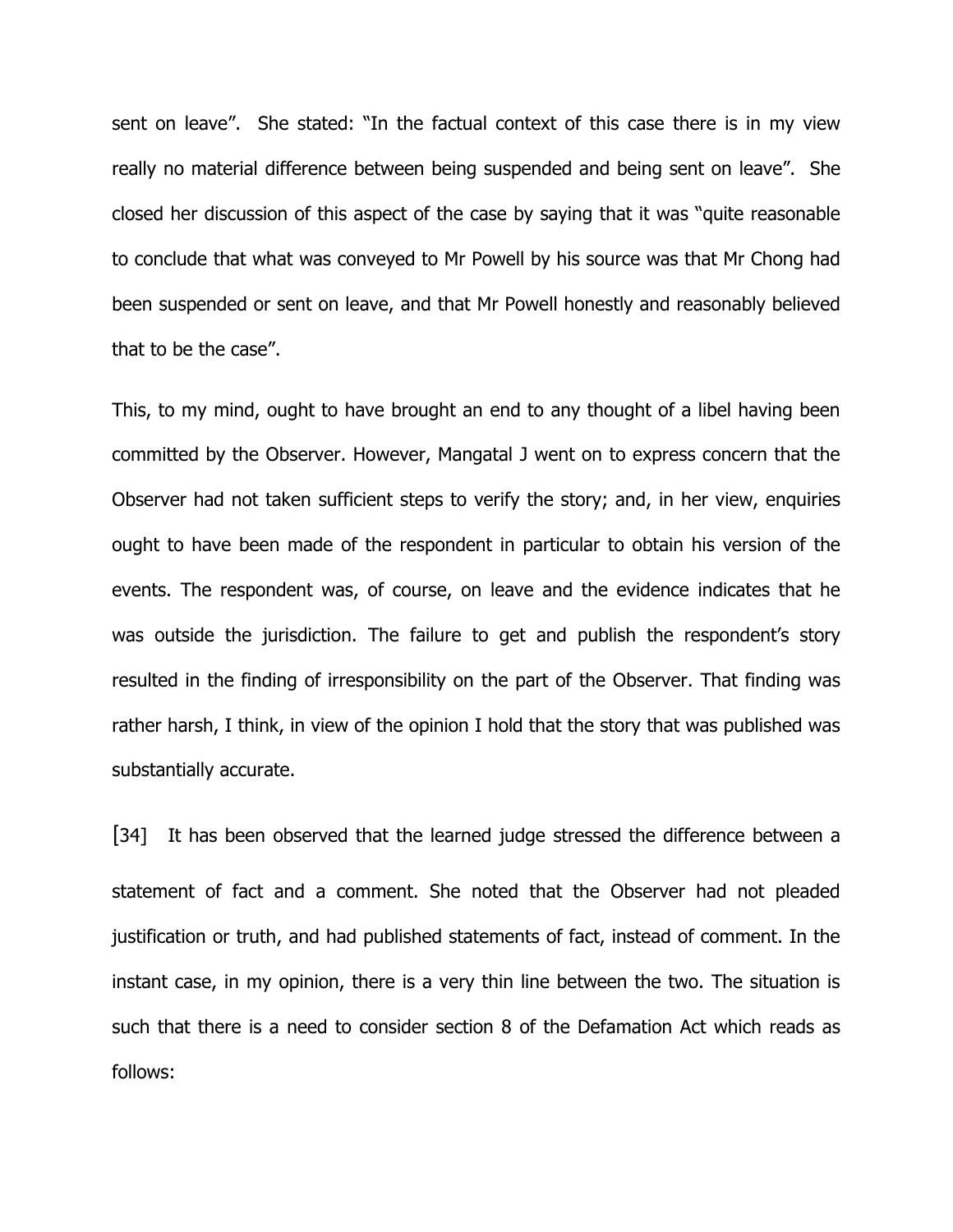sent on leave". She stated: "In the factual context of this case there is in my view really no material difference between being suspended and being sent on leave". She closed her discussion of this aspect of the case by saying that it was "quite reasonable to conclude that what was conveyed to Mr Powell by his source was that Mr Chong had been suspended or sent on leave, and that Mr Powell honestly and reasonably believed that to be the case".

This, to my mind, ought to have brought an end to any thought of a libel having been committed by the Observer. However, Mangatal J went on to express concern that the Observer had not taken sufficient steps to verify the story; and, in her view, enquiries ought to have been made of the respondent in particular to obtain his version of the events. The respondent was, of course, on leave and the evidence indicates that he was outside the jurisdiction. The failure to get and publish the respondent's story resulted in the finding of irresponsibility on the part of the Observer. That finding was rather harsh, I think, in view of the opinion I hold that the story that was published was substantially accurate.

[34] It has been observed that the learned judge stressed the difference between a statement of fact and a comment. She noted that the Observer had not pleaded justification or truth, and had published statements of fact, instead of comment. In the instant case, in my opinion, there is a very thin line between the two. The situation is such that there is a need to consider section 8 of the Defamation Act which reads as follows: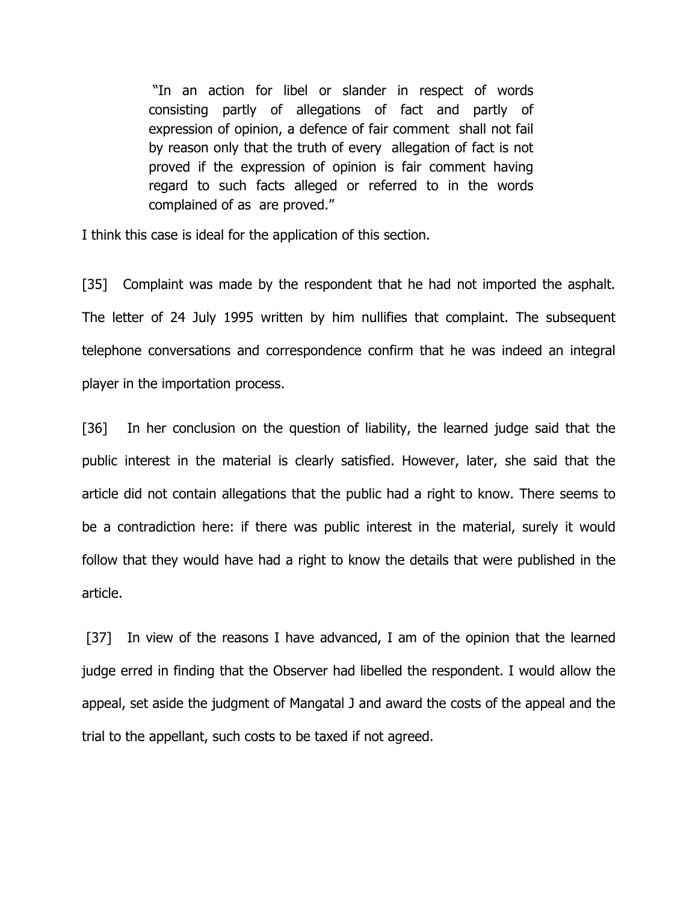> "In an action for libel or slander in respect of words consisting partly of allegations of fact and partly of expression of opinion, a defence of fair comment shall not fail by reason only that the truth of every allegation of fact is not proved if the expression of opinion is fair comment having regard to such facts alleged or referred to in the words complained of as are proved."

I think this case is ideal for the application of this section.

[35] Complaint was made by the respondent that he had not imported the asphalt. The letter of 24 July 1995 written by him nullifies that complaint. The subsequent telephone conversations and correspondence confirm that he was indeed an integral player in the importation process.

[36] In her conclusion on the question of liability, the learned judge said that the public interest in the material is clearly satisfied. However, later, she said that the article did not contain allegations that the public had a right to know. There seems to be a contradiction here: if there was public interest in the material, surely it would follow that they would have had a right to know the details that were published in the article.

[37] In view of the reasons I have advanced, I am of the opinion that the learned judge erred in finding that the Observer had libelled the respondent. I would allow the appeal, set aside the judgment of Mangatal J and award the costs of the appeal and the trial to the appellant, such costs to be taxed if not agreed.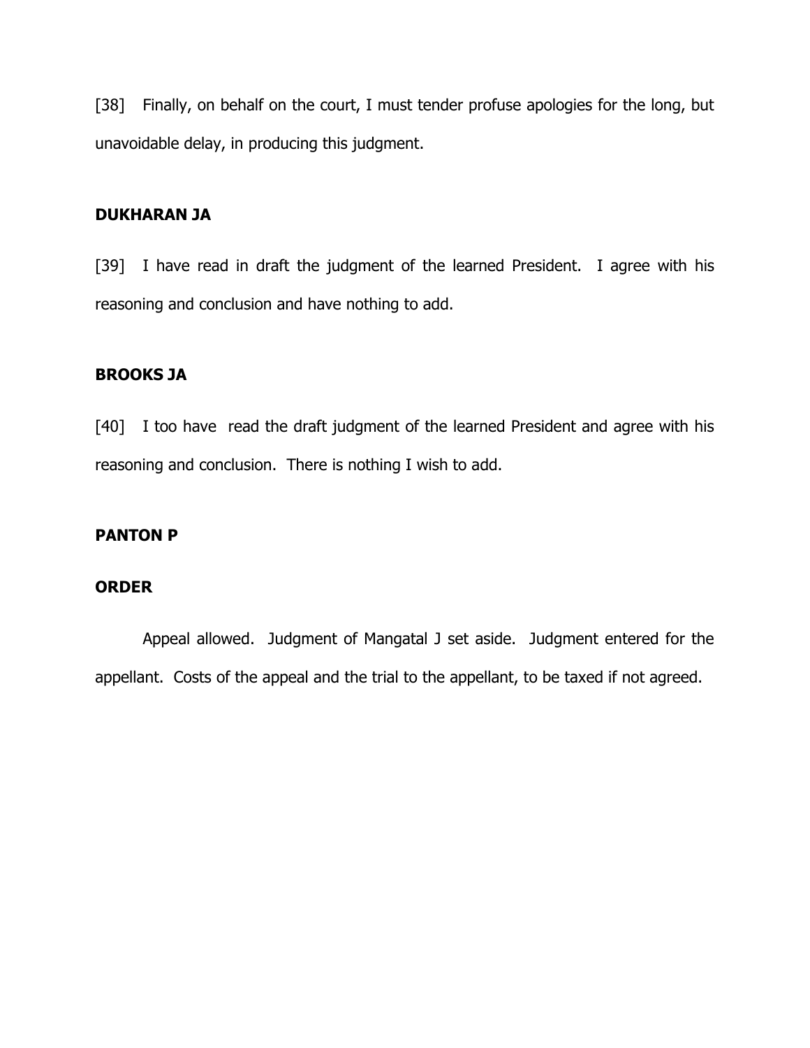[38] Finally, on behalf on the court, I must tender profuse apologies for the long, but unavoidable delay, in producing this judgment.

**DUKHARAN JA**

[39] I have read in draft the judgment of the learned President. I agree with his reasoning and conclusion and have nothing to add.

**BROOKS JA**

[40] I too have read the draft judgment of the learned President and agree with his reasoning and conclusion. There is nothing I wish to add.

**PANTON P**

**ORDER**

Appeal allowed. Judgment of Mangatal J set aside. Judgment entered for the appellant. Costs of the appeal and the trial to the appellant, to be taxed if not agreed.